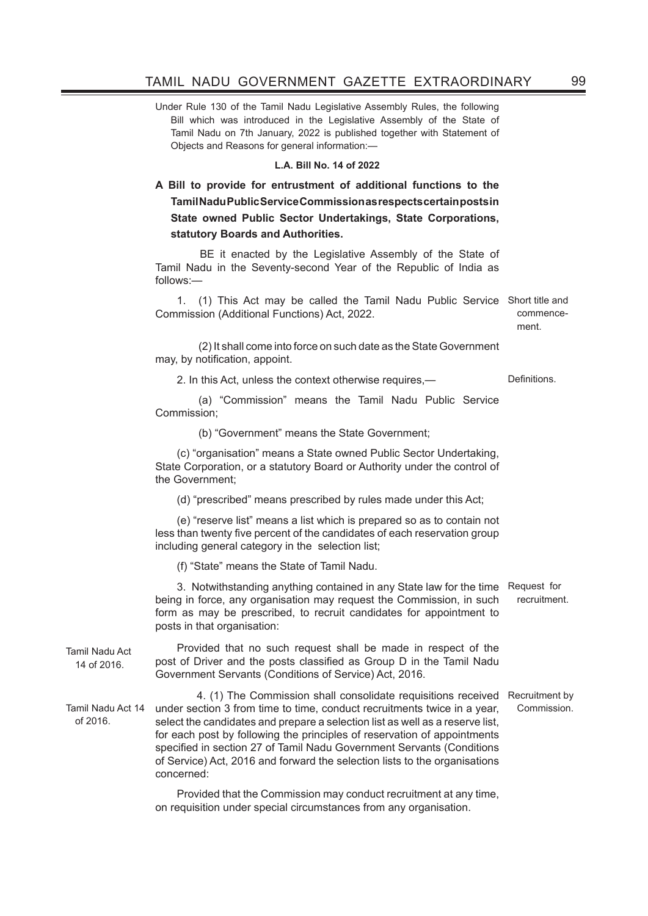Under Rule 130 of the Tamil Nadu Legislative Assembly Rules, the following Bill which was introduced in the Legislative Assembly of the State of Tamil Nadu on 7th January, 2022 is published together with Statement of Objects and Reasons for general information:—

**L.A. Bill No. 14 of 2022**

**A Bill to provide for entrustment of additional functions to the Tamil Nadu Public Service Commission as respects certain posts in State owned Public Sector Undertakings, State Corporations, statutory Boards and Authorities.**

BE it enacted by the Legislative Assembly of the State of Tamil Nadu in the Seventy-second Year of the Republic of India as follows:—

Short title and commencement.

1. (1) This Act may be called the Tamil Nadu Public Service Commission (Additional Functions) Act, 2022.

(2) It shall come into force on such date as the State Government may, by notification, appoint.

Definitions.

2. In this Act, unless the context otherwise requires,—

(a) "Commission" means the Tamil Nadu Public Service Commission;

(b) "Government" means the State Government;

(c) "organisation" means a State owned Public Sector Undertaking, State Corporation, or a statutory Board or Authority under the control of the Government;

(d) "prescribed" means prescribed by rules made under this Act;

(e) "reserve list" means a list which is prepared so as to contain not less than twenty five percent of the candidates of each reservation group including general category in the selection list;

(f) "State" means the State of Tamil Nadu.

Request for recruitment.

3. Notwithstanding anything contained in any State law for the time being in force, any organisation may request the Commission, in such form as may be prescribed, to recruit candidates for appointment to posts in that organisation:

Tamil Nadu Act 14 of 2016.

Provided that no such request shall be made in respect of the post of Driver and the posts classified as Group D in the Tamil Nadu Government Servants (Conditions of Service) Act, 2016.

Recruitment by Commission.

Tamil Nadu Act 14 of 2016.

4. (1) The Commission shall consolidate requisitions received under section 3 from time to time, conduct recruitments twice in a year, select the candidates and prepare a selection list as well as a reserve list, for each post by following the principles of reservation of appointments specified in section 27 of Tamil Nadu Government Servants (Conditions of Service) Act, 2016 and forward the selection lists to the organisations concerned:

Provided that the Commission may conduct recruitment at any time, on requisition under special circumstances from any organisation.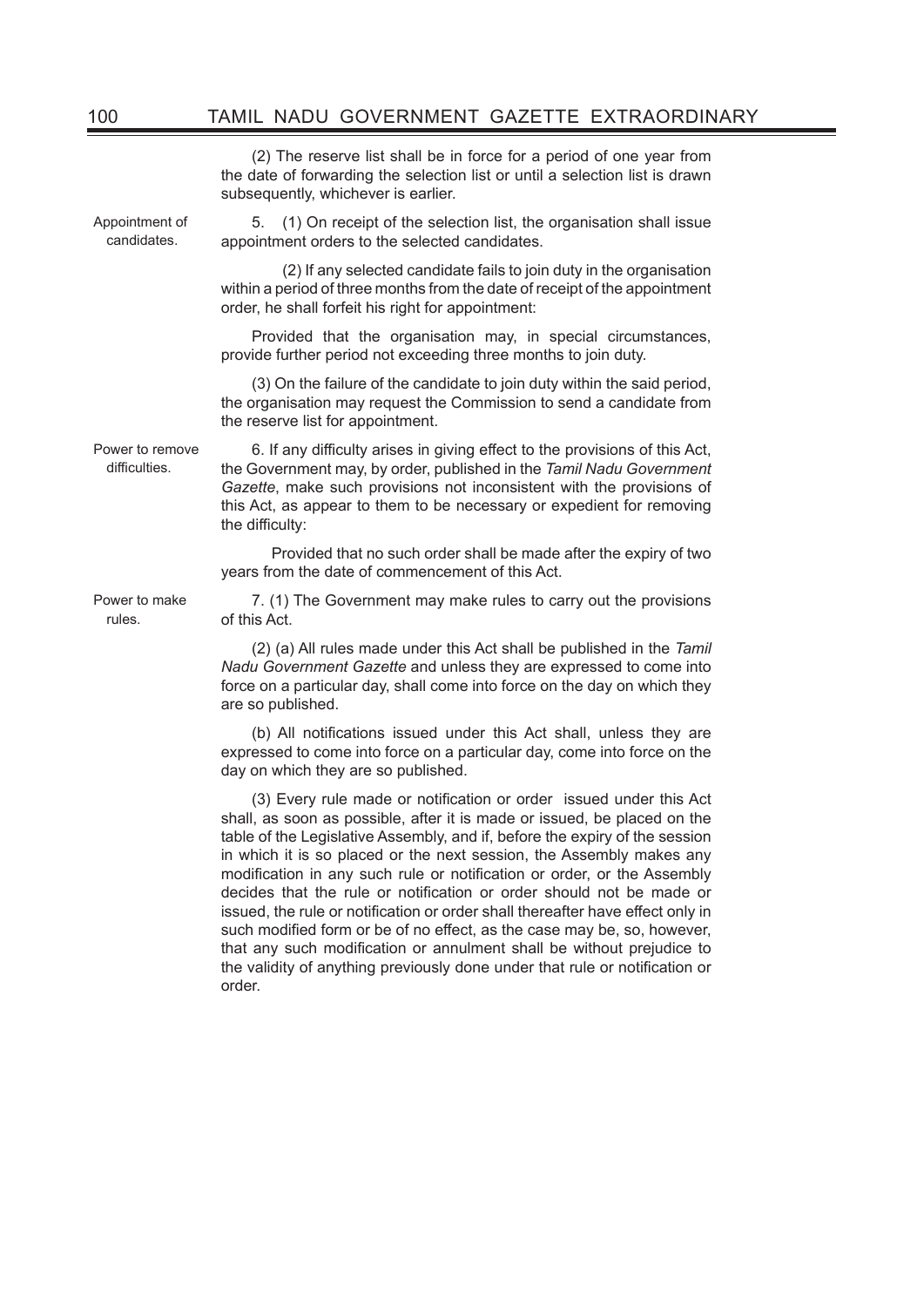(2) The reserve list shall be in force for a period of one year from the date of forwarding the selection list or until a selection list is drawn subsequently, whichever is earlier.

Appointment of candidates.

5. (1) On receipt of the selection list, the organisation shall issue appointment orders to the selected candidates.

(2) If any selected candidate fails to join duty in the organisation within a period of three months from the date of receipt of the appointment order, he shall forfeit his right for appointment:

Provided that the organisation may, in special circumstances, provide further period not exceeding three months to join duty.

(3) On the failure of the candidate to join duty within the said period, the organisation may request the Commission to send a candidate from the reserve list for appointment.

Power to remove difficulties.

6. If any difficulty arises in giving effect to the provisions of this Act, the Government may, by order, published in the *Tamil Nadu Government Gazette*, make such provisions not inconsistent with the provisions of this Act, as appear to them to be necessary or expedient for removing the difficulty:

Provided that no such order shall be made after the expiry of two years from the date of commencement of this Act.

Power to make rules.

7. (1) The Government may make rules to carry out the provisions of this Act.

(2) (a) All rules made under this Act shall be published in the *Tamil Nadu Government Gazette* and unless they are expressed to come into force on a particular day, shall come into force on the day on which they are so published.

(b) All notifications issued under this Act shall, unless they are expressed to come into force on a particular day, come into force on the day on which they are so published.

(3) Every rule made or notification or order issued under this Act shall, as soon as possible, after it is made or issued, be placed on the table of the Legislative Assembly, and if, before the expiry of the session in which it is so placed or the next session, the Assembly makes any modification in any such rule or notification or order, or the Assembly decides that the rule or notification or order should not be made or issued, the rule or notification or order shall thereafter have effect only in such modified form or be of no effect, as the case may be, so, however, that any such modification or annulment shall be without prejudice to the validity of anything previously done under that rule or notification or order.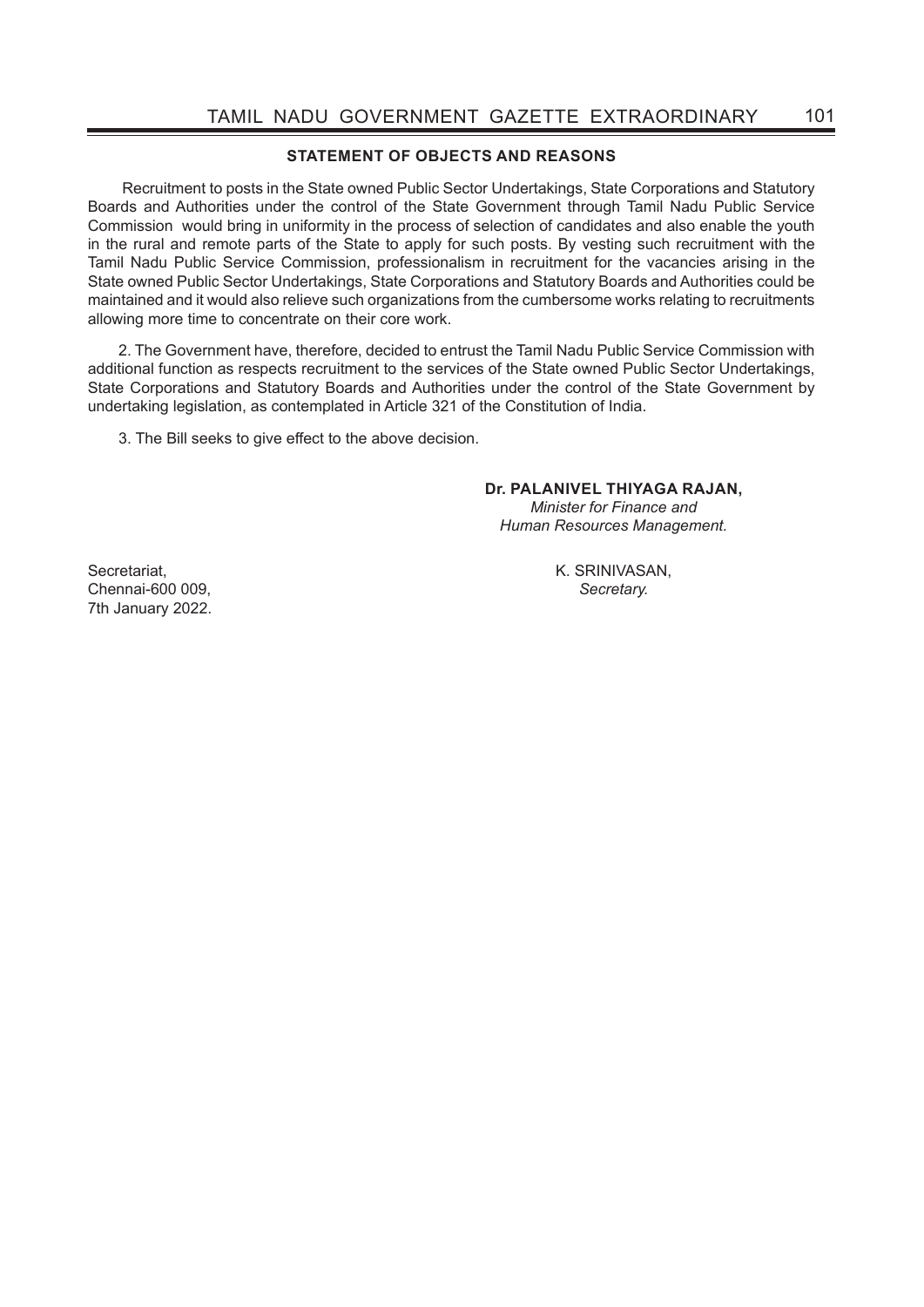## STATEMENT OF OBJECTS AND REASONS

Recruitment to posts in the State owned Public Sector Undertakings, State Corporations and Statutory Boards and Authorities under the control of the State Government through Tamil Nadu Public Service Commission would bring in uniformity in the process of selection of candidates and also enable the youth in the rural and remote parts of the State to apply for such posts. By vesting such recruitment with the Tamil Nadu Public Service Commission, professionalism in recruitment for the vacancies arising in the State owned Public Sector Undertakings, State Corporations and Statutory Boards and Authorities could be maintained and it would also relieve such organizations from the cumbersome works relating to recruitments allowing more time to concentrate on their core work.

2. The Government have, therefore, decided to entrust the Tamil Nadu Public Service Commission with additional function as respects recruitment to the services of the State owned Public Sector Undertakings, State Corporations and Statutory Boards and Authorities under the control of the State Government by undertaking legislation, as contemplated in Article 321 of the Constitution of India.

3. The Bill seeks to give effect to the above decision.

**Dr. PALANIVEL THIYAGA RAJAN,**
*Minister for Finance and*
*Human Resources Management.*

Secretariat,
Chennai-600 009,
7th January 2022.

K. SRINIVASAN,
*Secretary.*